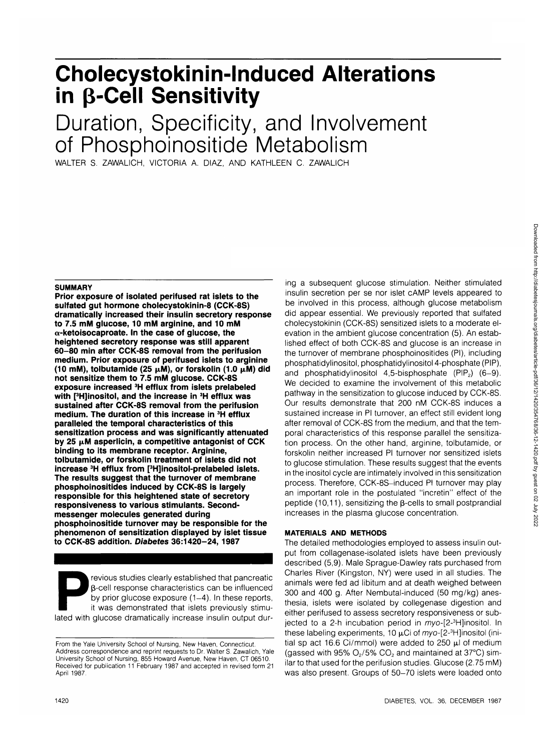# Cholecystokinin-Induced Alterations in β-Cell Sensitivity

## Duration, Specificity, and Involvement of Phosphoinositide Metabolism

WALTER S. ZAWALICH, VICTORIA A. DIAZ, AND KATHLEEN C. ZAWALICH

### SUMMARY

**Prior exposure of isolated perifused rat islets to the sulfated gut hormone cholecystokinin-8 (CCK-8S) dramatically increased their insulin secretory response to 7.5 mM glucose, 10 mM arginine, and 10 mM α-ketoisocaproate. In the case of glucose, the heightened secretory response was still apparent 60–80 min after CCK-8S removal from the perifusion medium. Prior exposure of perifused islets to arginine (10 mM), tolbutamide (25 μM), or forskolin (1.0 μM) did not sensitize them to 7.5 mM glucose. CCK-8S exposure increased $^{3}H$ efflux from islets prelabeled with [$^{3}H$]inositol, and the increase in $^{3}H$ efflux was sustained after CCK-8S removal from the perifusion medium. The duration of this increase in $^{3}H$ efflux paralleled the temporal characteristics of this sensitization process and was significantly attenuated by 25 μM asperlicin, a competitive antagonist of CCK binding to its membrane receptor. Arginine, tolbutamide, or forskolin treatment of islets did not increase $^{3}H$ efflux from [$^{3}H$]inositol-prelabeled islets. The results suggest that the turnover of membrane phosphoinositides induced by CCK-8S is largely responsible for this heightened state of secretory responsiveness to various stimulants. Second-messenger molecules generated during phosphoinositide turnover may be responsible for the phenomenon of sensitization displayed by islet tissue to CCK-8S addition. *Diabetes* 36:1420–24, 1987**

Previous studies clearly established that pancreatic β-cell response characteristics can be influenced by prior glucose exposure (1–4). In these reports, it was demonstrated that islets previously stimulated with glucose dramatically increase insulin output during a subsequent glucose stimulation. Neither stimulated insulin secretion per se nor islet cAMP levels appeared to be involved in this process, although glucose metabolism did appear essential. We previously reported that sulfated cholecystokinin (CCK-8S) sensitized islets to a moderate elevation in the ambient glucose concentration (5). An established effect of both CCK-8S and glucose is an increase in the turnover of membrane phosphoinositides (PI), including phosphatidylinositol, phosphatidylinositol 4-phosphate (PIP), and phosphatidylinositol 4,5-bisphosphate ($PIP_2$) (6–9). We decided to examine the involvement of this metabolic pathway in the sensitization to glucose induced by CCK-8S. Our results demonstrate that 200 nM CCK-8S induces a sustained increase in PI turnover, an effect still evident long after removal of CCK-8S from the medium, and that the temporal characteristics of this response parallel the sensitization process. On the other hand, arginine, tolbutamide, or forskolin neither increased PI turnover nor sensitized islets to glucose stimulation. These results suggest that the events in the inositol cycle are intimately involved in this sensitization process. Therefore, CCK-8S–induced PI turnover may play an important role in the postulated "incretin" effect of the peptide (10,11), sensitizing the β-cells to small postprandial increases in the plasma glucose concentration.

## MATERIALS AND METHODS

The detailed methodologies employed to assess insulin output from collagenase-isolated islets have been previously described (5,9). Male Sprague-Dawley rats purchased from Charles River (Kingston, NY) were used in all studies. The animals were fed ad libitum and at death weighed between 300 and 400 g. After Nembutal-induced (50 mg/kg) anesthesia, islets were isolated by collegenase digestion and either perifused to assess secretory responsiveness or subjected to a 2-h incubation period in *myo*-[2-$^{3}H$]inositol. In these labeling experiments, 10 μCi of *myo*-[2-$^{3}H$]inositol (initial sp act 16.6 Ci/mmol) were added to 250 μl of medium (gassed with 95% $O_2$/5% $CO_2$ and maintained at 37°C) similar to that used for the perifusion studies. Glucose (2.75 mM) was also present. Groups of 50–70 islets were loaded onto

From the Yale University School of Nursing, New Haven, Connecticut.
Address correspondence and reprint requests to Dr. Walter S. Zawalich, Yale University School of Nursing, 855 Howard Avenue, New Haven, CT 06510.
Received for publication 11 February 1987 and accepted in revised form 21 April 1987.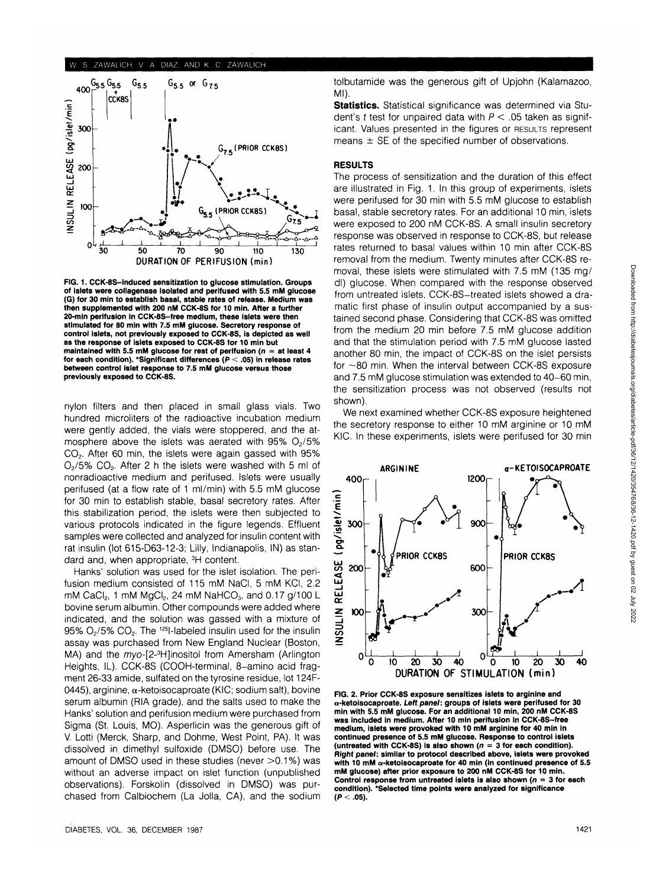**FIG. 1. CCK-8S–induced sensitization to glucose stimulation. Groups of islets were collagenase isolated and perifused with 5.5 mM glucose (G) for 30 min to establish basal, stable rates of release. Medium was then supplemented with 200 nM CCK-8S for 10 min. After a further 20-min perifusion in CCK-8S–free medium, these islets were then stimulated for 80 min with 7.5 mM glucose. Secretory response of control islets, not previously exposed to CCK-8S, is depicted as well as the response of islets exposed to CCK-8S for 10 min but maintained with 5.5 mM glucose for rest of perifusion ($n$ = at least 4 for each condition). *Significant differences ($P < .05$) in release rates between control islet response to 7.5 mM glucose versus those previously exposed to CCK-8S.**

nylon filters and then placed in small glass vials. Two hundred microliters of the radioactive incubation medium were gently added, the vials were stoppered, and the atmosphere above the islets was aerated with 95% $O_2$/5% $CO_2$. After 60 min, the islets were again gassed with 95% $O_2$/5% $CO_2$. After 2 h the islets were washed with 5 ml of nonradioactive medium and perifused. Islets were usually perifused (at a flow rate of 1 ml/min) with 5.5 mM glucose for 30 min to establish stable, basal secretory rates. After this stabilization period, the islets were then subjected to various protocols indicated in the figure legends. Effluent samples were collected and analyzed for insulin content with rat insulin (lot 615-D63-12-3; Lilly, Indianapolis, IN) as standard and, when appropriate, $^3H$ content.

Hanks' solution was used for the islet isolation. The perifusion medium consisted of 115 mM NaCl, 5 mM KCl, 2.2 mM $CaCl_2$, 1 mM $MgCl_2$, 24 mM $NaHCO_3$, and 0.17 g/100 L bovine serum albumin. Other compounds were added where indicated, and the solution was gassed with a mixture of 95% $O_2$/5% $CO_2$. The $^{125}I$-labeled insulin used for the insulin assay was purchased from New England Nuclear (Boston, MA) and the *myo*-[2-$^3H$]inositol from Amersham (Arlington Heights, IL). CCK-8S (COOH-terminal, 8–amino acid fragment 26-33 amide, sulfated on the tyrosine residue, lot 124F-0445), arginine, α-ketoisocaproate (KIC; sodium salt), bovine serum albumin (RIA grade), and the salts used to make the Hanks' solution and perifusion medium were purchased from Sigma (St. Louis, MO). Asperlicin was the generous gift of V. Lotti (Merck, Sharp, and Dohme, West Point, PA). It was dissolved in dimethyl sulfoxide (DMSO) before use. The amount of DMSO used in these studies (never >0.1%) was without an adverse impact on islet function (unpublished observations). Forskolin (dissolved in DMSO) was purchased from Calbiochem (La Jolla, CA), and the sodium tolbutamide was the generous gift of Upjohn (Kalamazoo, MI).

**Statistics.** Statistical significance was determined via Student's $t$ test for unpaired data with $P < .05$ taken as significant. Values presented in the figures or RESULTS represent means ± SE of the specified number of observations.

## RESULTS

The process of sensitization and the duration of this effect are illustrated in Fig. 1. In this group of experiments, islets were perifused for 30 min with 5.5 mM glucose to establish basal, stable secretory rates. For an additional 10 min, islets were exposed to 200 nM CCK-8S. A small insulin secretory response was observed in response to CCK-8S, but release rates returned to basal values within 10 min after CCK-8S removal from the medium. Twenty minutes after CCK-8S removal, these islets were stimulated with 7.5 mM (135 mg/dl) glucose. When compared with the response observed from untreated islets, CCK-8S–treated islets showed a dramatic first phase of insulin output accompanied by a sustained second phase. Considering that CCK-8S was omitted from the medium 20 min before 7.5 mM glucose addition and that the stimulation period with 7.5 mM glucose lasted another 80 min, the impact of CCK-8S on the islet persists for ~80 min. When the interval between CCK-8S exposure and 7.5 mM glucose stimulation was extended to 40–60 min, the sensitization process was not observed (results not shown).

We next examined whether CCK-8S exposure heightened the secretory response to either 10 mM arginine or 10 mM KIC. In these experiments, islets were perifused for 30 min

**FIG. 2. Prior CCK-8S exposure sensitizes islets to arginine and α-ketoisocaproate. *Left panel*: groups of islets were perifused for 30 min with 5.5 mM glucose. For an additional 10 min, 200 nM CCK-8S was included in medium. After 10 min perifusion in CCK-8S–free medium, islets were provoked with 10 mM arginine for 40 min in continued presence of 5.5 mM glucose. Response to control islets (untreated with CCK-8S) is also shown ($n$ = 3 for each condition). *Right panel*: similar to protocol described above, islets were provoked with 10 mM α-ketoisocaproate for 40 min (in continued presence of 5.5 mM glucose) after prior exposure to 200 nM CCK-8S for 10 min. Control response from untreated islets is also shown ($n$ = 3 for each condition). *Selected time points were analyzed for significance ($P < .05$).**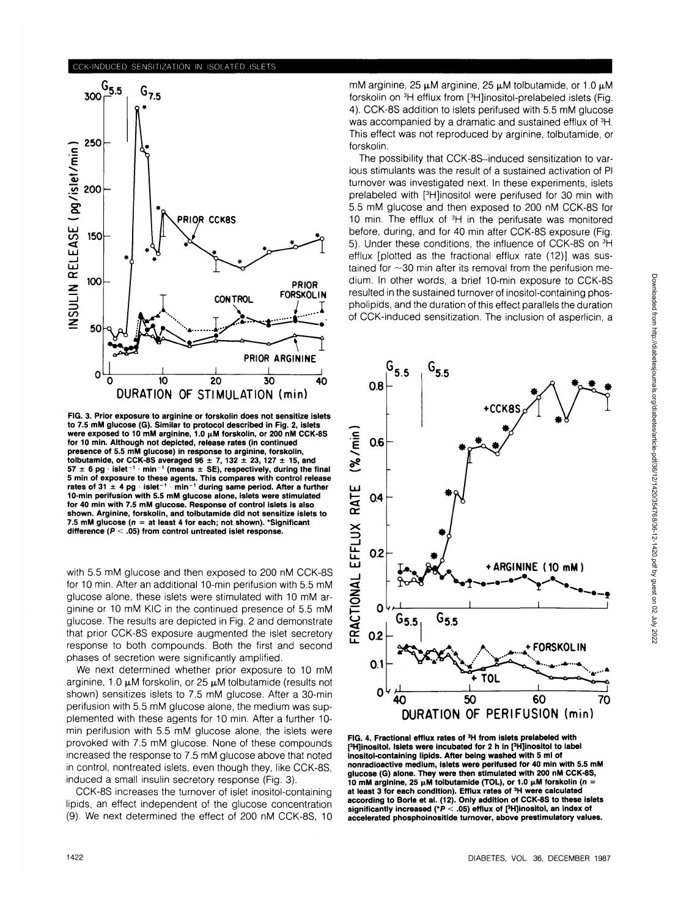FIG. 3. Prior exposure to arginine or forskolin does not sensitize islets to 7.5 mM glucose (G). Similar to protocol described in Fig. 2, islets were exposed to 10 mM arginine, 1.0 μM forskolin, or 200 nM CCK-8S for 10 min. Although not depicted, release rates (in continued presence of 5.5 mM glucose) in response to arginine, forskolin, tolbutamide, or CCK-8S averaged 96 ± 7, 132 ± 23, 127 ± 15, and 57 ± 6 pg · islet$^{-1}$ · min$^{-1}$ (means ± SE), respectively, during the final 5 min of exposure to these agents. This compares with control release rates of 31 ± 4 pg · islet$^{-1}$ · min$^{-1}$ during same period. After a further 10-min perifusion with 5.5 mM glucose alone, islets were stimulated for 40 min with 7.5 mM glucose. Response of control islets is also shown. Arginine, forskolin, and tolbutamide did not sensitize islets to 7.5 mM glucose ($n$ = at least 4 for each; not shown). *Significant difference ($P < .05$) from control untreated islet response.

with 5.5 mM glucose and then exposed to 200 nM CCK-8S for 10 min. After an additional 10-min perifusion with 5.5 mM glucose alone, these islets were stimulated with 10 mM arginine or 10 mM KIC in the continued presence of 5.5 mM glucose. The results are depicted in Fig. 2 and demonstrate that prior CCK-8S exposure augmented the islet secretory response to both compounds. Both the first and second phases of secretion were significantly amplified.

We next determined whether prior exposure to 10 mM arginine, 1.0 μM forskolin, or 25 μM tolbutamide (results not shown) sensitizes islets to 7.5 mM glucose. After a 30-min perifusion with 5.5 mM glucose alone, the medium was supplemented with these agents for 10 min. After a further 10-min perifusion with 5.5 mM glucose alone, the islets were provoked with 7.5 mM glucose. None of these compounds increased the response to 7.5 mM glucose above that noted in control, nontreated islets, even though they, like CCK-8S, induced a small insulin secretory response (Fig. 3).

CCK-8S increases the turnover of islet inositol-containing lipids, an effect independent of the glucose concentration (9). We next determined the effect of 200 nM CCK-8S, 10 mM arginine, 25 μM arginine, 25 μM tolbutamide, or 1.0 μM forskolin on $^3$H efflux from [$^3$H]inositol-prelabeled islets (Fig. 4). CCK-8S addition to islets perifused with 5.5 mM glucose was accompanied by a dramatic and sustained efflux of $^3$H. This effect was not reproduced by arginine, tolbutamide, or forskolin.

The possibility that CCK-8S–induced sensitization to various stimulants was the result of a sustained activation of PI turnover was investigated next. In these experiments, islets prelabeled with [$^3$H]inositol were perifused for 30 min with 5.5 mM glucose and then exposed to 200 nM CCK-8S for 10 min. The efflux of $^3$H in the perifusate was monitored before, during, and for 40 min after CCK-8S exposure (Fig. 5). Under these conditions, the influence of CCK-8S on $^3$H efflux [plotted as the fractional efflux rate (12)] was sustained for ~30 min after its removal from the perifusion medium. In other words, a brief 10-min exposure to CCK-8S resulted in the sustained turnover of inositol-containing phospholipids, and the duration of this effect parallels the duration of CCK-induced sensitization. The inclusion of asperlicin, a

FIG. 4. Fractional efflux rates of $^3$H from islets prelabeled with [$^3$H]inositol. Islets were incubated for 2 h in [$^3$H]inositol to label inositol-containing lipids. After being washed with 5 ml of nonradioactive medium, islets were perifused for 40 min with 5.5 mM glucose (G) alone. They were then stimulated with 200 nM CCK-8S, 10 mM arginine, 25 μM tolbutamide (TOL), or 1.0 μM forskolin ($n$ = at least 3 for each condition). Efflux rates of $^3$H were calculated according to Borle et al. (12). Only addition of CCK-8S to these islets significantly increased (*$P < .05$) efflux of [$^3$H]inositol, an index of accelerated phosphoinositide turnover, above prestimulatory values.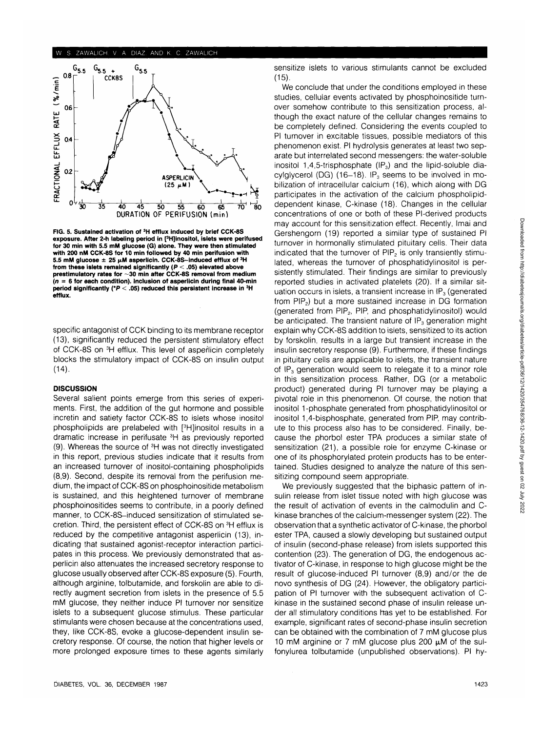FIG. 5. Sustained activation of $^3$H efflux induced by brief CCK-8S exposure. After 2-h labeling period in [$^3$H]inositol, islets were perifused for 30 min with 5.5 mM glucose (G) alone. They were then stimulated with 200 nM CCK-8S for 10 min followed by 40 min perifusion with 5.5 mM glucose ± 25 μM asperlicin. CCK-8S–induced efflux of $^3$H from these islets remained significantly ($P < .05$) elevated above prestimulatory rates for ~30 min after CCK-8S removal from medium ($n = 6$ for each condition). Inclusion of asperlicin during final 40-min period significantly (*$P < .05$) reduced this persistent increase in $^3$H efflux.

specific antagonist of CCK binding to its membrane receptor (13), significantly reduced the persistent stimulatory effect of CCK-8S on $^3$H efflux. This level of asperlicin completely blocks the stimulatory impact of CCK-8S on insulin output (14).

## DISCUSSION

Several salient points emerge from this series of experiments. First, the addition of the gut hormone and possible incretin and satiety factor CCK-8S to islets whose inositol phospholipids are prelabeled with [$^3$H]inositol results in a dramatic increase in perifusate $^3$H as previously reported (9). Whereas the source of $^3$H was not directly investigated in this report, previous studies indicate that it results from an increased turnover of inositol-containing phospholipids (8,9). Second, despite its removal from the perifusion medium, the impact of CCK-8S on phosphoinositide metabolism is sustained, and this heightened turnover of membrane phosphoinositides seems to contribute, in a poorly defined manner, to CCK-8S–induced sensitization of stimulated secretion. Third, the persistent effect of CCK-8S on $^3$H efflux is reduced by the competitive antagonist asperlicin (13), indicating that sustained agonist-receptor interaction participates in this process. We previously demonstrated that asperlicin also attenuates the increased secretory response to glucose usually observed after CCK-8S exposure (5). Fourth, although arginine, tolbutamide, and forskolin are able to directly augment secretion from islets in the presence of 5.5 mM glucose, they neither induce PI turnover nor sensitize islets to a subsequent glucose stimulus. These particular stimulants were chosen because at the concentrations used, they, like CCK-8S, evoke a glucose-dependent insulin secretory response. Of course, the notion that higher levels or more prolonged exposure times to these agents similarly sensitize islets to various stimulants cannot be excluded (15).

We conclude that under the conditions employed in these studies, cellular events activated by phosphoinositide turnover somehow contribute to this sensitization process, although the exact nature of the cellular changes remains to be completely defined. Considering the events coupled to PI turnover in excitable tissues, possible mediators of this phenomenon exist. PI hydrolysis generates at least two separate but interrelated second messengers: the water-soluble inositol 1,4,5-trisphosphate ($IP_3$) and the lipid-soluble diacylglycerol (DG) (16–18). $IP_3$ seems to be involved in mobilization of intracellular calcium (16), which along with DG participates in the activation of the calcium phospholipid-dependent kinase, C-kinase (18). Changes in the cellular concentrations of one or both of these PI-derived products may account for this sensitization effect. Recently, Imai and Gershengorn (19) reported a similar type of sustained PI turnover in hormonally stimulated pituitary cells. Their data indicated that the turnover of $PIP_2$ is only transiently stimulated, whereas the turnover of phosphatidylinositol is persistently stimulated. Their findings are similar to previously reported studies in activated platelets (20). If a similar situation occurs in islets, a transient increase in $IP_3$ (generated from $PIP_2$) but a more sustained increase in DG formation (generated from $PIP_2$, PIP, and phosphatidylinositol) would be anticipated. The transient nature of $IP_3$ generation might explain why CCK-8S addition to islets, sensitized to its action by forskolin, results in a large but transient increase in the insulin secretory response (9). Furthermore, if these findings in pituitary cells are applicable to islets, the transient nature of $IP_3$ generation would seem to relegate it to a minor role in this sensitization process. Rather, DG (or a metabolic product) generated during PI turnover may be playing a pivotal role in this phenomenon. Of course, the notion that inositol 1-phosphate generated from phosphatidylinositol or inositol 1,4-bisphosphate, generated from PIP, may contribute to this process also has to be considered. Finally, because the phorbol ester TPA produces a similar state of sensitization (21), a possible role for enzyme C-kinase or one of its phosphorylated protein products has to be entertained. Studies designed to analyze the nature of this sensitizing compound seem appropriate.

We previously suggested that the biphasic pattern of insulin release from islet tissue noted with high glucose was the result of activation of events in the calmodulin and C-kinase branches of the calcium-messenger system (22). The observation that a synthetic activator of C-kinase, the phorbol ester TPA, caused a slowly developing but sustained output of insulin (second-phase release) from islets supported this contention (23). The generation of DG, the endogenous activator of C-kinase, in response to high glucose might be the result of glucose-induced PI turnover (8,9) and/or the de novo synthesis of DG (24). However, the obligatory participation of PI turnover with the subsequent activation of C-kinase in the sustained second phase of insulin release under all stimulatory conditions has yet to be established. For example, significant rates of second-phase insulin secretion can be obtained with the combination of 7 mM glucose plus 10 mM arginine or 7 mM glucose plus 200 μM of the sulfonylurea tolbutamide (unpublished observations). PI hy-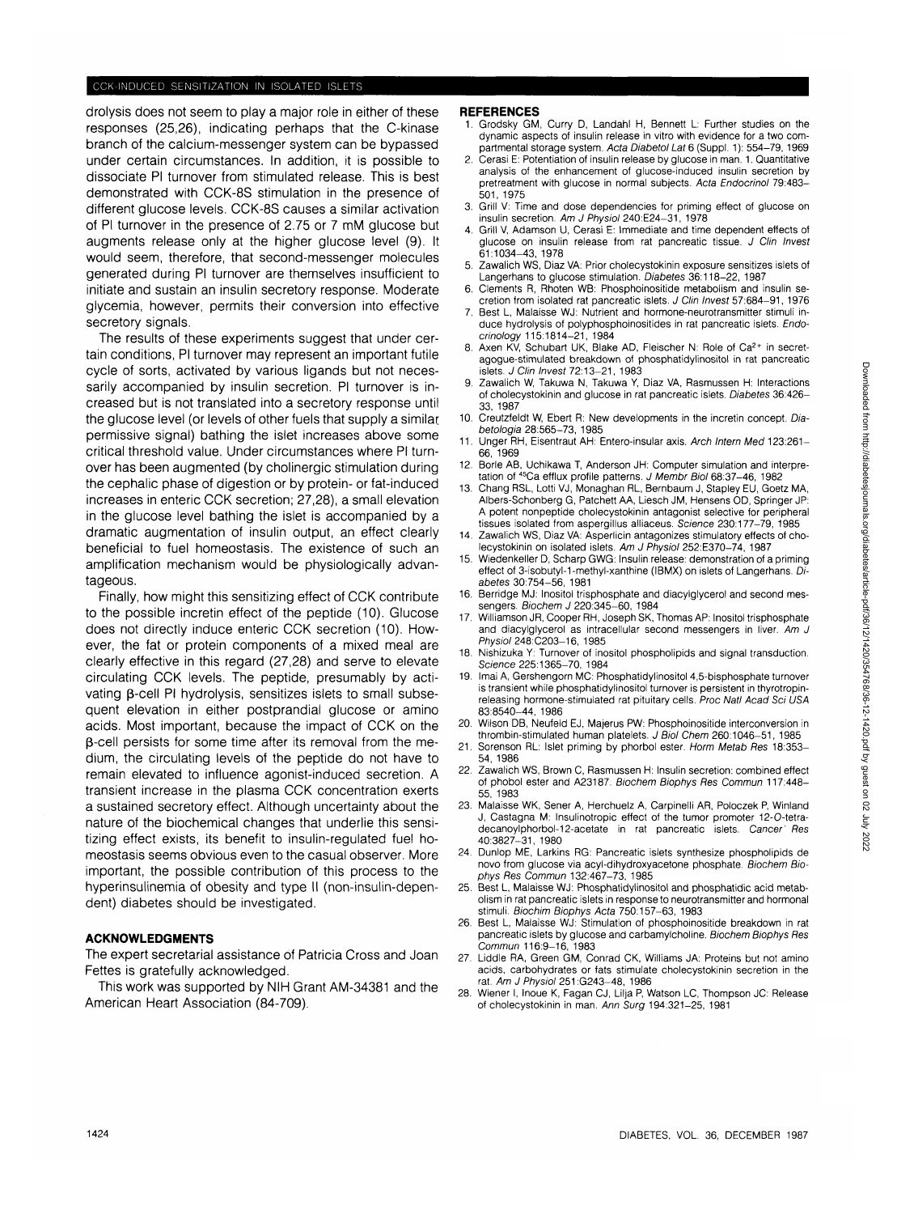drolysis does not seem to play a major role in either of these responses (25,26), indicating perhaps that the C-kinase branch of the calcium-messenger system can be bypassed under certain circumstances. In addition, it is possible to dissociate PI turnover from stimulated release. This is best demonstrated with CCK-8S stimulation in the presence of different glucose levels. CCK-8S causes a similar activation of PI turnover in the presence of 2.75 or 7 mM glucose but augments release only at the higher glucose level (9). It would seem, therefore, that second-messenger molecules generated during PI turnover are themselves insufficient to initiate and sustain an insulin secretory response. Moderate glycemia, however, permits their conversion into effective secretory signals.

The results of these experiments suggest that under certain conditions, PI turnover may represent an important futile cycle of sorts, activated by various ligands but not necessarily accompanied by insulin secretion. PI turnover is increased but is not translated into a secretory response until the glucose level (or levels of other fuels that supply a similar permissive signal) bathing the islet increases above some critical threshold value. Under circumstances where PI turnover has been augmented (by cholinergic stimulation during the cephalic phase of digestion or by protein- or fat-induced increases in enteric CCK secretion; 27,28), a small elevation in the glucose level bathing the islet is accompanied by a dramatic augmentation of insulin output, an effect clearly beneficial to fuel homeostasis. The existence of such an amplification mechanism would be physiologically advantageous.

Finally, how might this sensitizing effect of CCK contribute to the possible incretin effect of the peptide (10). Glucose does not directly induce enteric CCK secretion (10). However, the fat or protein components of a mixed meal are clearly effective in this regard (27,28) and serve to elevate circulating CCK levels. The peptide, presumably by activating β-cell PI hydrolysis, sensitizes islets to small subsequent elevation in either postprandial glucose or amino acids. Most important, because the impact of CCK on the β-cell persists for some time after its removal from the medium, the circulating levels of the peptide do not have to remain elevated to influence agonist-induced secretion. A transient increase in the plasma CCK concentration exerts a sustained secretory effect. Although uncertainty about the nature of the biochemical changes that underlie this sensitizing effect exists, its benefit to insulin-regulated fuel homeostasis seems obvious even to the casual observer. More important, the possible contribution of this process to the hyperinsulinemia of obesity and type II (non-insulin-dependent) diabetes should be investigated.

## ACKNOWLEDGMENTS

The expert secretarial assistance of Patricia Cross and Joan Fettes is gratefully acknowledged.

This work was supported by NIH Grant AM-34381 and the American Heart Association (84-709).

## REFERENCES

1. Grodsky GM, Curry D, Landahl H, Bennett L: Further studies on the dynamic aspects of insulin release in vitro with evidence for a two compartmental storage system. *Acta Diabetol Lat* 6 (Suppl. 1): 554–79, 1969
2. Cerasi E: Potentiation of insulin release by glucose in man. 1. Quantitative analysis of the enhancement of glucose-induced insulin secretion by pretreatment with glucose in normal subjects. *Acta Endocrinol* 79:483–501, 1975
3. Grill V: Time and dose dependencies for priming effect of glucose on insulin secretion. *Am J Physiol* 240:E24–31, 1978
4. Grill V, Adamson U, Cerasi E: Immediate and time dependent effects of glucose on insulin release from rat pancreatic tissue. *J Clin Invest* 61:1034–43, 1978
5. Zawalich WS, Diaz VA: Prior cholecystokinin exposure sensitizes islets of Langerhans to glucose stimulation. *Diabetes* 36:118–22, 1987
6. Clements R, Rhoten WB: Phosphoinositide metabolism and insulin secretion from isolated rat pancreatic islets. *J Clin Invest* 57:684–91, 1976
7. Best L, Malaisse WJ: Nutrient and hormone-neurotransmitter stimuli induce hydrolysis of polyphosphoinositides in rat pancreatic islets. *Endocrinology* 115:1814–21, 1984
8. Axen KV, Schubart UK, Blake AD, Fleischer N: Role of $Ca^{2+}$ in secretagogue-stimulated breakdown of phosphatidylinositol in rat pancreatic islets. *J Clin Invest* 72:13–21, 1983
9. Zawalich W, Takuwa N, Takuwa Y, Diaz VA, Rasmussen H: Interactions of cholecystokinin and glucose in rat pancreatic islets. *Diabetes* 36:426–33, 1987
10. Creutzfeldt W, Ebert R: New developments in the incretin concept. *Diabetologia* 28:565–73, 1985
11. Unger RH, Eisentraut AH: Entero-insular axis. *Arch Intern Med* 123:261–66, 1969
12. Borle AB, Uchikawa T, Anderson JH: Computer simulation and interpretation of $^{45}Ca$ efflux profile patterns. *J Membr Biol* 68:37–46, 1982
13. Chang RSL, Lotti VJ, Monaghan RL, Bernbaum J, Stapley EU, Goetz MA, Albers-Schonberg G, Patchett AA, Liesch JM, Hensens OD, Springer JP: A potent nonpeptide cholecystokinin antagonist selective for peripheral tissues isolated from aspergillus alliaceus. *Science* 230:177–79, 1985
14. Zawalich WS, Diaz VA: Asperlicin antagonizes stimulatory effects of cholecystokinin on isolated islets. *Am J Physiol* 252:E370–74, 1987
15. Wiedenkeller D, Scharp GWG: Insulin release: demonstration of a priming effect of 3-isobutyl-1-methyl-xanthine (IBMX) on islets of Langerhans. *Diabetes* 30:754–56, 1981
16. Berridge MJ: Inositol trisphosphate and diacylglycerol and second messengers. *Biochem J* 220:345–60, 1984
17. Williamson JR, Cooper RH, Joseph SK, Thomas AP: Inositol trisphosphate and diacylglycerol as intracellular second messengers in liver. *Am J Physiol* 248:C203–16, 1985
18. Nishizuka Y: Turnover of inositol phospholipids and signal transduction. *Science* 225:1365–70, 1984
19. Imai A, Gershengorn MC: Phosphatidylinositol 4,5-bisphosphate turnover is transient while phosphatidylinositol turnover is persistent in thyrotropin-releasing hormone-stimulated rat pituitary cells. *Proc Natl Acad Sci USA* 83:8540–44, 1986
20. Wilson DB, Neufeld EJ, Majerus PW: Phosphoinositide interconversion in thrombin-stimulated human platelets. *J Biol Chem* 260:1046–51, 1985
21. Sorenson RL: Islet priming by phorbol ester. *Horm Metab Res* 18:353–54, 1986
22. Zawalich WS, Brown C, Rasmussen H: Insulin secretion: combined effect of phobol ester and A23187. *Biochem Biophys Res Commun* 117:448–55, 1983
23. Malaisse WK, Sener A, Herchuelz A, Carpinelli AR, Poloczek P, Winland J, Castagna M: Insulinotropic effect of the tumor promoter 12-O-tetradecanoylphorbol-12-acetate in rat pancreatic islets. *Cancer Res* 40:3827–31, 1980
24. Dunlop ME, Larkins RG: Pancreatic islets synthesize phospholipids de novo from glucose via acyl-dihydroxyacetone phosphate. *Biochem Biophys Res Commun* 132:467–73, 1985
25. Best L, Malaisse WJ: Phosphatidylinositol and phosphatidic acid metabolism in rat pancreatic islets in response to neurotransmitter and hormonal stimuli. *Biochim Biophys Acta* 750:157–63, 1983
26. Best L, Malaisse WJ: Stimulation of phosphoinositide breakdown in rat pancreatic islets by glucose and carbamylcholine. *Biochem Biophys Res Commun* 116:9–16, 1983
27. Liddle RA, Green GM, Conrad CK, Williams JA: Proteins but not amino acids, carbohydrates or fats stimulate cholecystokinin secretion in the rat. *Am J Physiol* 251:G243–48, 1986
28. Wiener I, Inoue K, Fagan CJ, Lilja P, Watson LC, Thompson JC: Release of cholecystokinin in man. *Ann Surg* 194:321–25, 1981